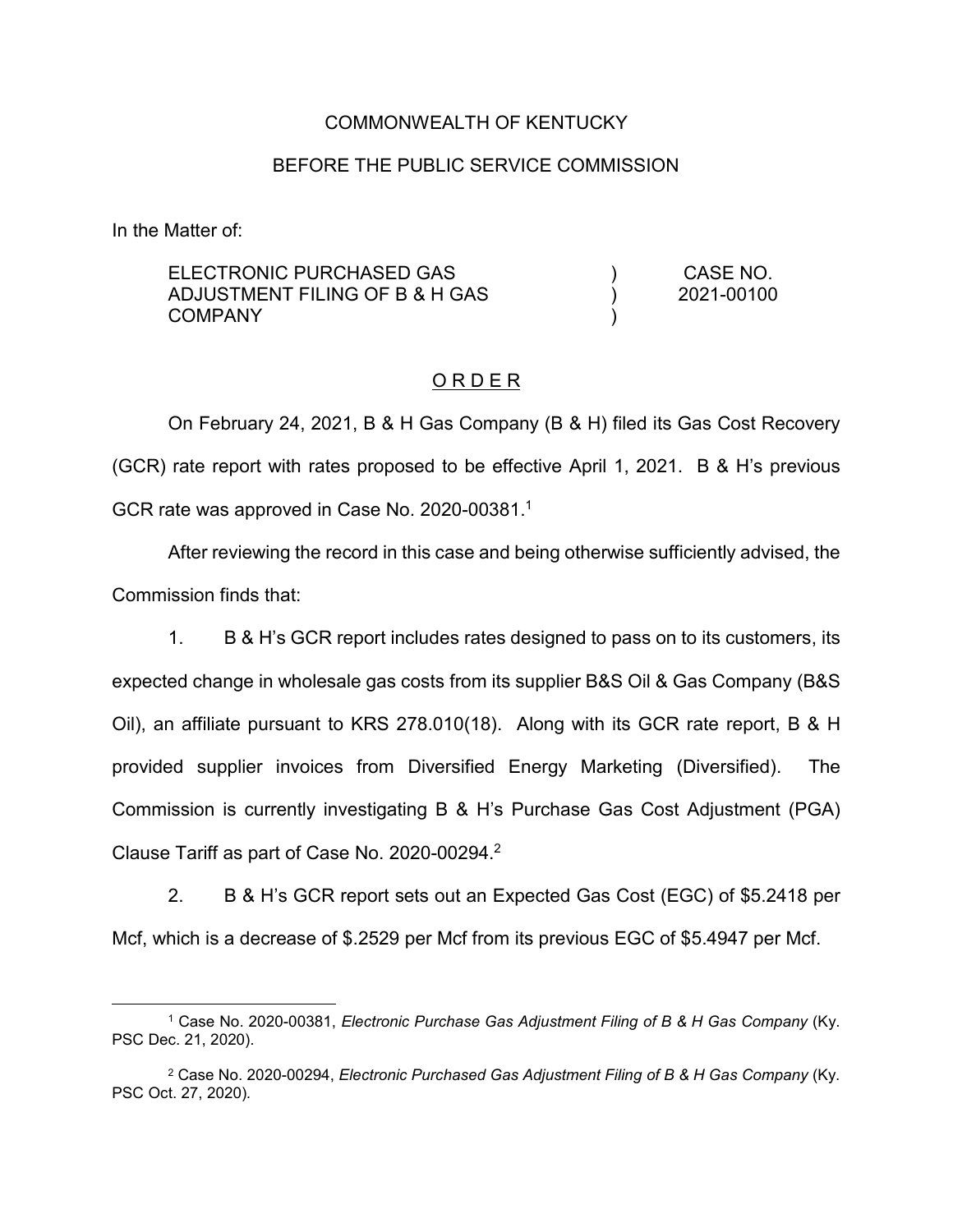COMMONWEALTH OF KENTUCKY

BEFORE THE PUBLIC SERVICE COMMISSION

In the Matter of:

| | | |
|---|---|---|
| ELECTRONIC PURCHASED GAS ADJUSTMENT FILING OF B & H GAS COMPANY | ) ) ) | CASE NO. 2021-00100 |

## O R D E R

On February 24, 2021, B & H Gas Company (B & H) filed its Gas Cost Recovery (GCR) rate report with rates proposed to be effective April 1, 2021. B & H's previous GCR rate was approved in Case No. 2020-00381.[1]

After reviewing the record in this case and being otherwise sufficiently advised, the Commission finds that:

1. B & H's GCR report includes rates designed to pass on to its customers, its expected change in wholesale gas costs from its supplier B&S Oil & Gas Company (B&S Oil), an affiliate pursuant to KRS 278.010(18). Along with its GCR rate report, B & H provided supplier invoices from Diversified Energy Marketing (Diversified). The Commission is currently investigating B & H's Purchase Gas Cost Adjustment (PGA) Clause Tariff as part of Case No. 2020-00294.[2]

2. B & H's GCR report sets out an Expected Gas Cost (EGC) of $5.2418 per Mcf, which is a decrease of $.2529 per Mcf from its previous EGC of $5.4947 per Mcf.

---

[1] Case No. 2020-00381, *Electronic Purchase Gas Adjustment Filing of B & H Gas Company* (Ky. PSC Dec. 21, 2020).

[2] Case No. 2020-00294, *Electronic Purchased Gas Adjustment Filing of B & H Gas Company* (Ky. PSC Oct. 27, 2020).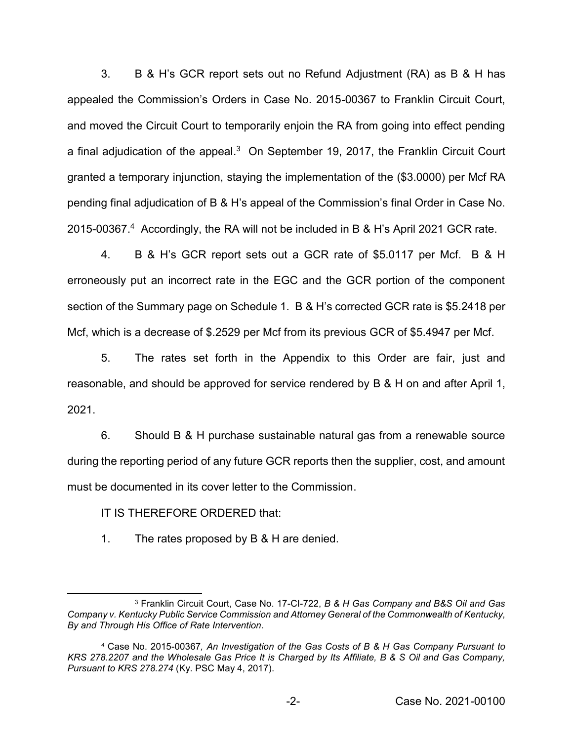3. B & H's GCR report sets out no Refund Adjustment (RA) as B & H has appealed the Commission's Orders in Case No. 2015-00367 to Franklin Circuit Court, and moved the Circuit Court to temporarily enjoin the RA from going into effect pending a final adjudication of the appeal.[3] On September 19, 2017, the Franklin Circuit Court granted a temporary injunction, staying the implementation of the ($3.0000) per Mcf RA pending final adjudication of B & H's appeal of the Commission's final Order in Case No. 2015-00367.[4] Accordingly, the RA will not be included in B & H's April 2021 GCR rate.

4. B & H's GCR report sets out a GCR rate of $5.0117 per Mcf. B & H erroneously put an incorrect rate in the EGC and the GCR portion of the component section of the Summary page on Schedule 1. B & H's corrected GCR rate is $5.2418 per Mcf, which is a decrease of $.2529 per Mcf from its previous GCR of $5.4947 per Mcf.

5. The rates set forth in the Appendix to this Order are fair, just and reasonable, and should be approved for service rendered by B & H on and after April 1, 2021.

6. Should B & H purchase sustainable natural gas from a renewable source during the reporting period of any future GCR reports then the supplier, cost, and amount must be documented in its cover letter to the Commission.

IT IS THEREFORE ORDERED that:

1. The rates proposed by B & H are denied.

---

[3] Franklin Circuit Court, Case No. 17-CI-722, *B & H Gas Company and B&S Oil and Gas Company v. Kentucky Public Service Commission and Attorney General of the Commonwealth of Kentucky, By and Through His Office of Rate Intervention*.

[4] Case No. 2015-00367*, An Investigation of the Gas Costs of B & H Gas Company Pursuant to KRS 278.2207 and the Wholesale Gas Price It is Charged by Its Affiliate, B & S Oil and Gas Company, Pursuant to KRS 278.274* (Ky. PSC May 4, 2017).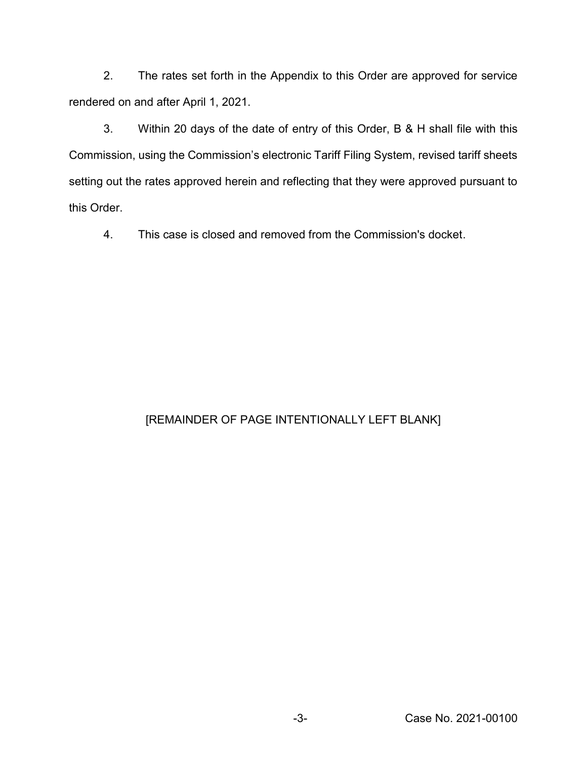2. The rates set forth in the Appendix to this Order are approved for service rendered on and after April 1, 2021.

3. Within 20 days of the date of entry of this Order, B & H shall file with this Commission, using the Commission's electronic Tariff Filing System, revised tariff sheets setting out the rates approved herein and reflecting that they were approved pursuant to this Order.

4. This case is closed and removed from the Commission's docket.

[REMAINDER OF PAGE INTENTIONALLY LEFT BLANK]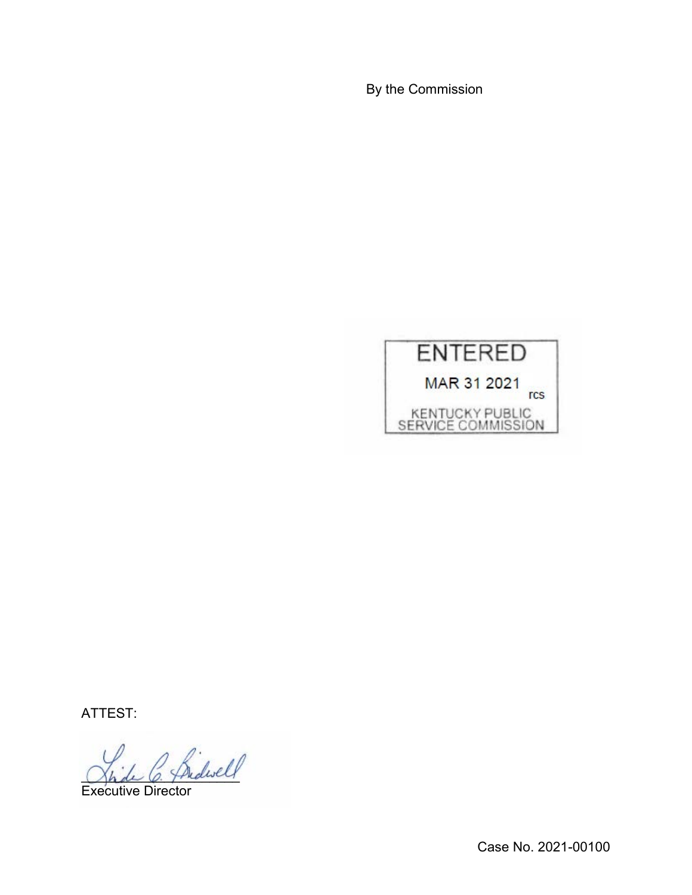By the Commission

ENTERED

MAR 31 2021

rcs

KENTUCKY PUBLIC SERVICE COMMISSION

ATTEST:

Executive Director

Case No. 2021-00100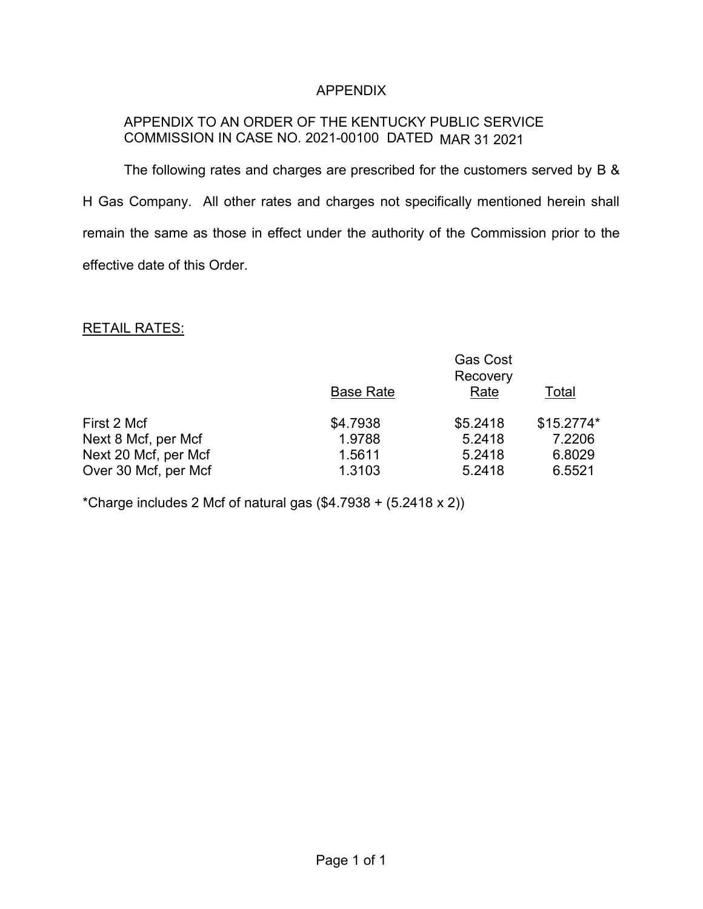# APPENDIX

APPENDIX TO AN ORDER OF THE KENTUCKY PUBLIC SERVICE COMMISSION IN CASE NO. 2021-00100 DATED MAR 31 2021

The following rates and charges are prescribed for the customers served by B & H Gas Company. All other rates and charges not specifically mentioned herein shall remain the same as those in effect under the authority of the Commission prior to the effective date of this Order.

RETAIL RATES:

| | Base Rate | Gas Cost Recovery Rate | Total |
|---|---|---|---|
| First 2 Mcf | $4.7938 | $5.2418 | $15.2774* |
| Next 8 Mcf, per Mcf | 1.9788 | 5.2418 | 7.2206 |
| Next 20 Mcf, per Mcf | 1.5611 | 5.2418 | 6.8029 |
| Over 30 Mcf, per Mcf | 1.3103 | 5.2418 | 6.5521 |

*Charge includes 2 Mcf of natural gas ($4.7938 + (5.2418 x 2))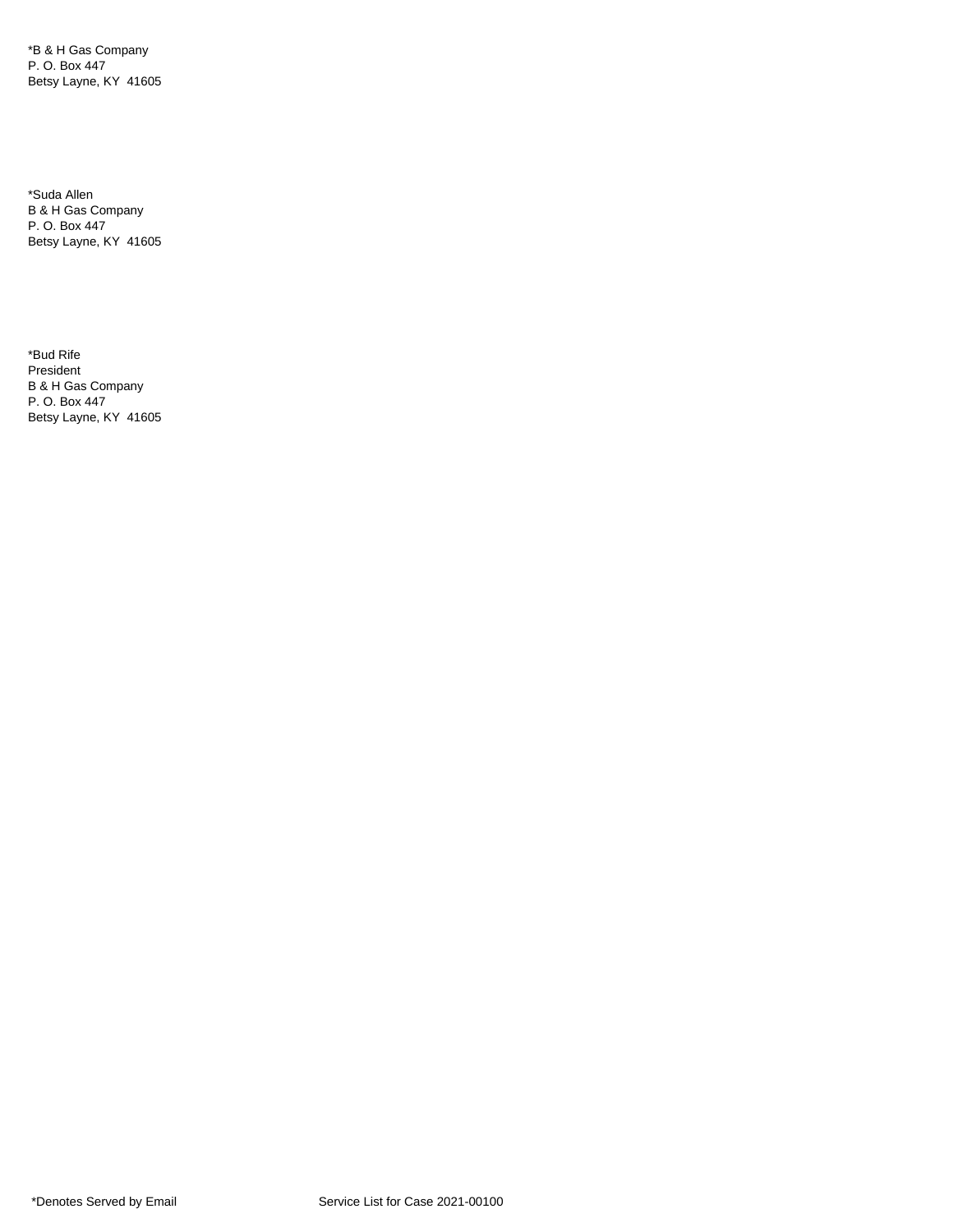*B & H Gas Company
P. O. Box 447
Betsy Layne, KY  41605

*Suda Allen
B & H Gas Company
P. O. Box 447
Betsy Layne, KY  41605

*Bud Rife
President
B & H Gas Company
P. O. Box 447
Betsy Layne, KY  41605

*Denotes Served by Email

Service List for Case 2021-00100